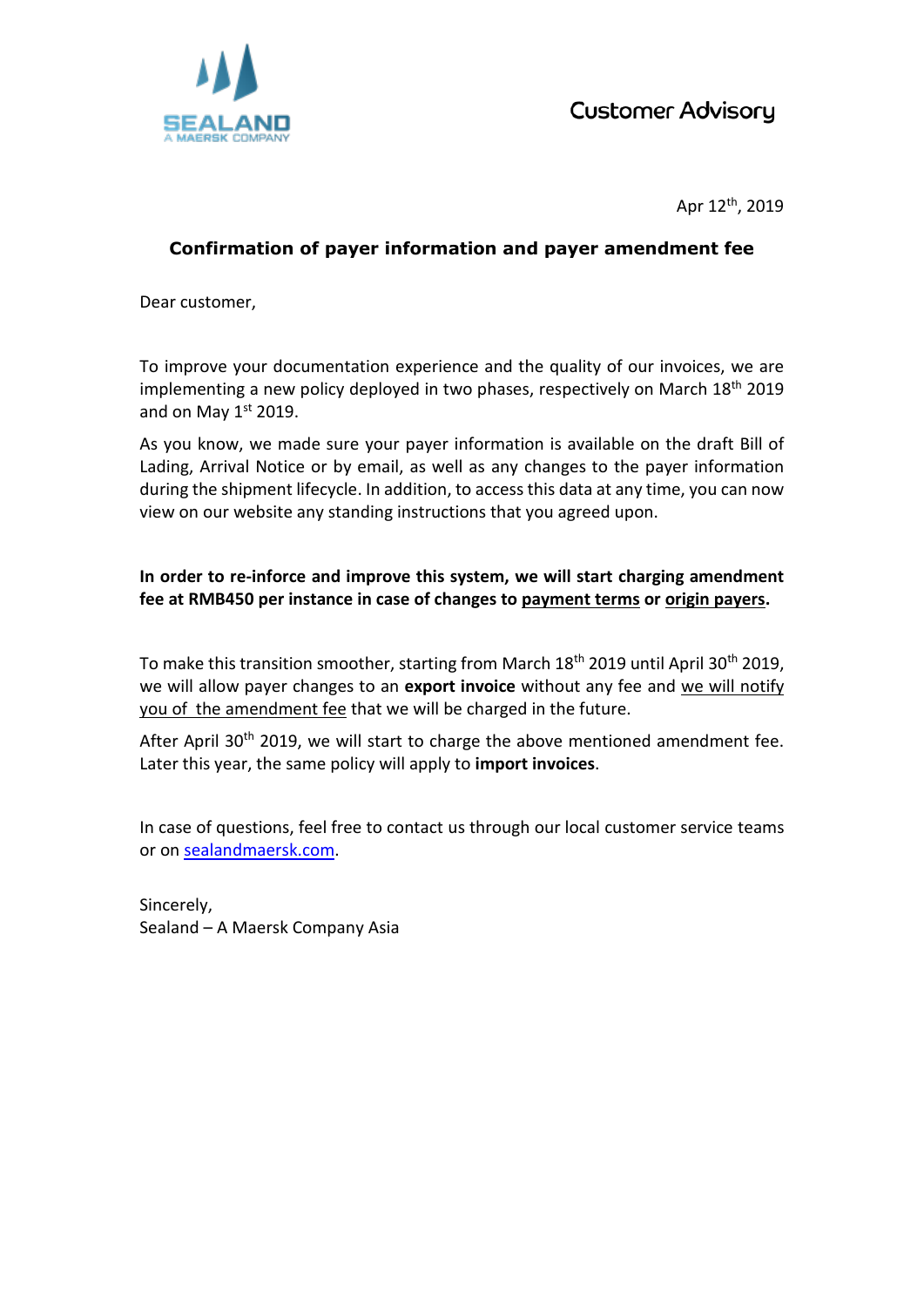SEALAND
A MAERSK COMPANY

Customer Advisory

Apr 12th, 2019

## Confirmation of payer information and payer amendment fee

Dear customer,

To improve your documentation experience and the quality of our invoices, we are implementing a new policy deployed in two phases, respectively on March 18th 2019 and on May 1st 2019.

As you know, we made sure your payer information is available on the draft Bill of Lading, Arrival Notice or by email, as well as any changes to the payer information during the shipment lifecycle. In addition, to access this data at any time, you can now view on our website any standing instructions that you agreed upon.

**In order to re-inforce and improve this system, we will start charging amendment fee at RMB450 per instance in case of changes to payment terms or origin payers.**

To make this transition smoother, starting from March 18th 2019 until April 30th 2019, we will allow payer changes to an **export invoice** without any fee and we will notify you of the amendment fee that we will be charged in the future.

After April 30th 2019, we will start to charge the above mentioned amendment fee. Later this year, the same policy will apply to **import invoices**.

In case of questions, feel free to contact us through our local customer service teams or on sealandmaersk.com.

Sincerely,
Sealand – A Maersk Company Asia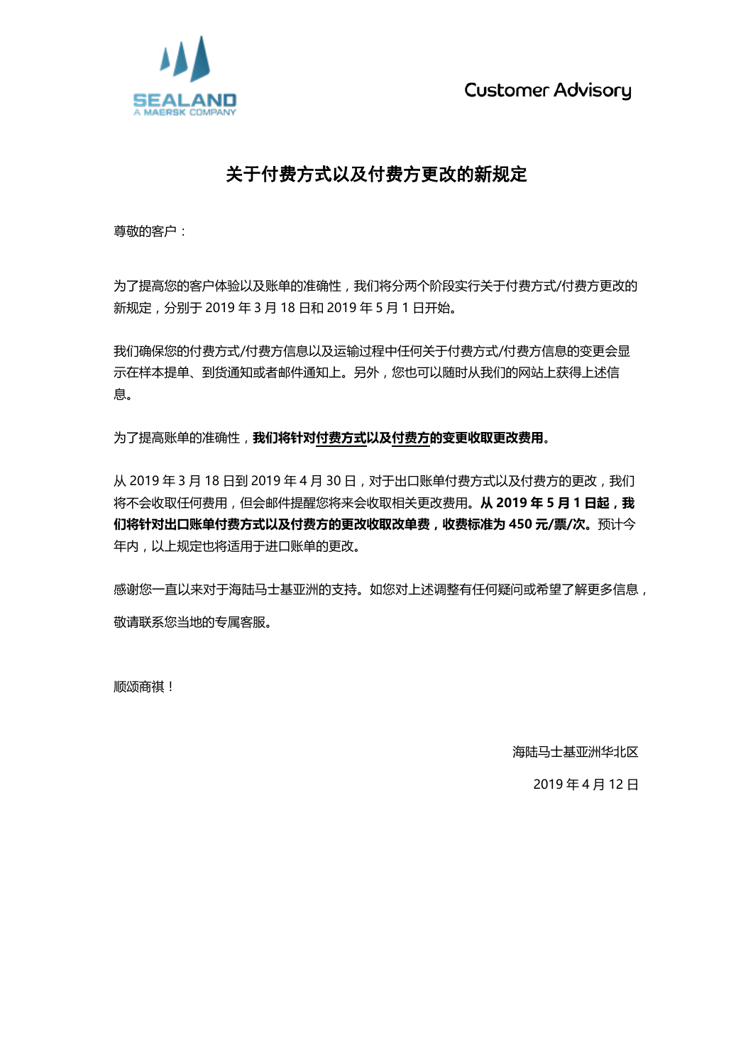SEALAND
A MAERSK COMPANY

Customer Advisory

# 关于付费方式以及付费方更改的新规定

尊敬的客户：

为了提高您的客户体验以及账单的准确性，我们将分两个阶段实行关于付费方式/付费方更改的新规定，分别于 2019 年 3 月 18 日和 2019 年 5 月 1 日开始。

我们确保您的付费方式/付费方信息以及运输过程中任何关于付费方式/付费方信息的变更会显示在样本提单、到货通知或者邮件通知上。另外，您也可以随时从我们的网站上获得上述信息。

为了提高账单的准确性，**我们将针对付费方式以及付费方的变更收取更改费用。**

从 2019 年 3 月 18 日到 2019 年 4 月 30 日，对于出口账单付费方式以及付费方的更改，我们将不会收取任何费用，但会邮件提醒您将来会收取相关更改费用。**从 2019 年 5 月 1 日起，我们将针对出口账单付费方式以及付费方的更改收取改单费，收费标准为 450 元/票/次。**预计今年内，以上规定也将适用于进口账单的更改。

感谢您一直以来对于海陆马士基亚洲的支持。如您对上述调整有任何疑问或希望了解更多信息，敬请联系您当地的专属客服。

顺颂商祺！

海陆马士基亚洲华北区

2019 年 4 月 12 日